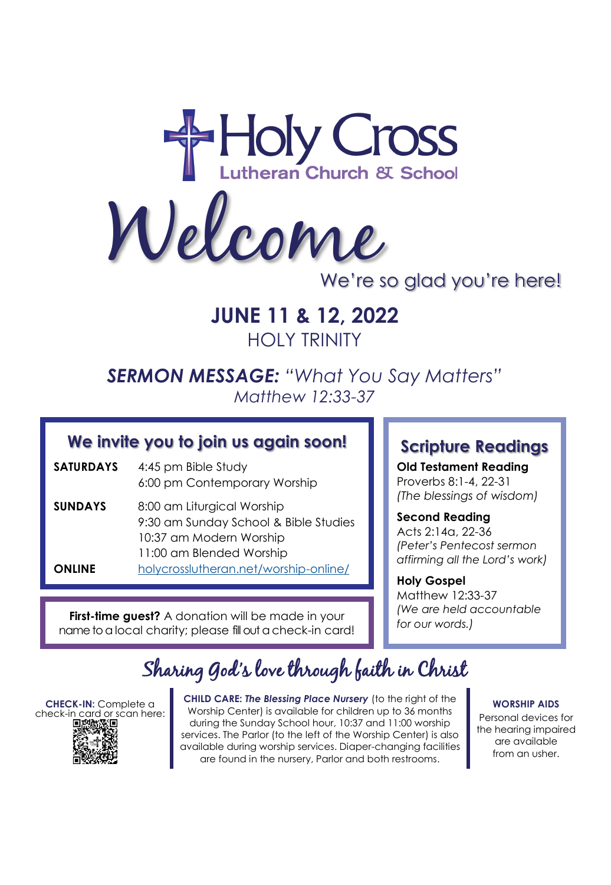# Holy Cross

Lutheran Church & School

# Welcome

We're so glad you're here!

## JUNE 11 & 12, 2022

HOLY TRINITY

***SERMON MESSAGE:*** *"What You Say Matters"*
*Matthew 12:33-37*

### We invite you to join us again soon!

| | |
|---|---|
| **SATURDAYS** | 4:45 pm Bible Study<br>6:00 pm Contemporary Worship |
| **SUNDAYS** | 8:00 am Liturgical Worship<br>9:30 am Sunday School & Bible Studies<br>10:37 am Modern Worship<br>11:00 am Blended Worship |
| **ONLINE** | holycrosslutheran.net/worship-online/ |

**First-time guest?** A donation will be made in your name to a local charity; please fill out a check-in card!

### Scripture Readings

**Old Testament Reading**
Proverbs 8:1-4, 22-31
*(The blessings of wisdom)*

**Second Reading**
Acts 2:14a, 22-36
*(Peter's Pentecost sermon affirming all the Lord's work)*

**Holy Gospel**
Matthew 12:33-37
*(We are held accountable for our words.)*

## Sharing God's love through faith in Christ

**CHECK-IN:** Complete a check-in card or scan here:

**CHILD CARE:** ***The Blessing Place Nursery*** (to the right of the Worship Center) is available for children up to 36 months during the Sunday School hour, 10:37 and 11:00 worship services. The Parlor (to the left of the Worship Center) is also available during worship services. Diaper-changing facilities are found in the nursery, Parlor and both restrooms.

**WORSHIP AIDS**
Personal devices for the hearing impaired are available from an usher.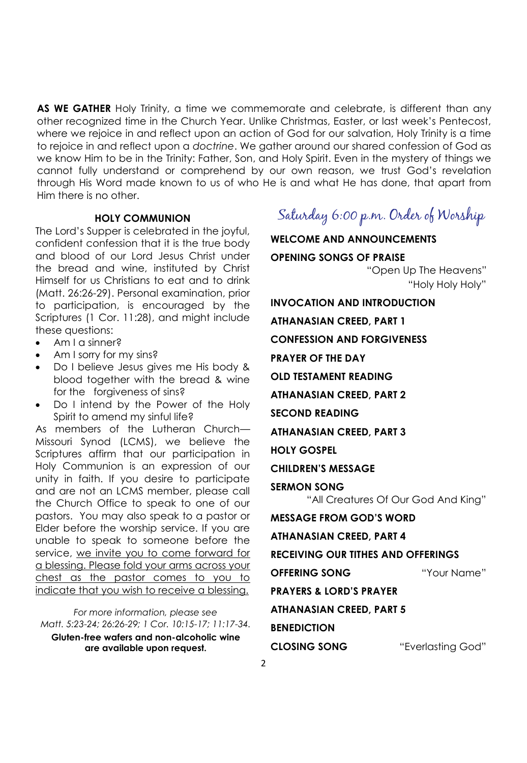**AS WE GATHER** Holy Trinity, a time we commemorate and celebrate, is different than any other recognized time in the Church Year. Unlike Christmas, Easter, or last week's Pentecost, where we rejoice in and reflect upon an action of God for our salvation, Holy Trinity is a time to rejoice in and reflect upon a *doctrine*. We gather around our shared confession of God as we know Him to be in the Trinity: Father, Son, and Holy Spirit. Even in the mystery of things we cannot fully understand or comprehend by our own reason, we trust God's revelation through His Word made known to us of who He is and what He has done, that apart from Him there is no other.

## HOLY COMMUNION

The Lord's Supper is celebrated in the joyful, confident confession that it is the true body and blood of our Lord Jesus Christ under the bread and wine, instituted by Christ Himself for us Christians to eat and to drink (Matt. 26:26-29). Personal examination, prior to participation, is encouraged by the Scriptures (1 Cor. 11:28), and might include these questions:

- Am I a sinner?
- Am I sorry for my sins?
- Do I believe Jesus gives me His body & blood together with the bread & wine for the forgiveness of sins?
- Do I intend by the Power of the Holy Spirit to amend my sinful life?

As members of the Lutheran Church—Missouri Synod (LCMS), we believe the Scriptures affirm that our participation in Holy Communion is an expression of our unity in faith. If you desire to participate and are not an LCMS member, please call the Church Office to speak to one of our pastors. You may also speak to a pastor or Elder before the worship service. If you are unable to speak to someone before the service, <u>we invite you to come forward for a blessing. Please fold your arms across your chest as the pastor comes to you to indicate that you wish to receive a blessing.</u>

*For more information, please see Matt. 5:23-24; 26:26-29; 1 Cor. 10:15-17; 11:17-34.*

**Gluten-free wafers and non-alcoholic wine are available upon request.**

## Saturday 6:00 p.m. Order of Worship

**WELCOME AND ANNOUNCEMENTS**

**OPENING SONGS OF PRAISE**
"Open Up The Heavens"
"Holy Holy Holy"

**INVOCATION AND INTRODUCTION**

**ATHANASIAN CREED, PART 1**

**CONFESSION AND FORGIVENESS**

**PRAYER OF THE DAY**

**OLD TESTAMENT READING**

**ATHANASIAN CREED, PART 2**

**SECOND READING**

**ATHANASIAN CREED, PART 3**

**HOLY GOSPEL**

**CHILDREN'S MESSAGE**

**SERMON SONG**
"All Creatures Of Our God And King"

**MESSAGE FROM GOD'S WORD**

**ATHANASIAN CREED, PART 4**

**RECEIVING OUR TITHES AND OFFERINGS**

**OFFERING SONG** "Your Name"

**PRAYERS & LORD'S PRAYER**

**ATHANASIAN CREED, PART 5**

**BENEDICTION**

**CLOSING SONG** "Everlasting God"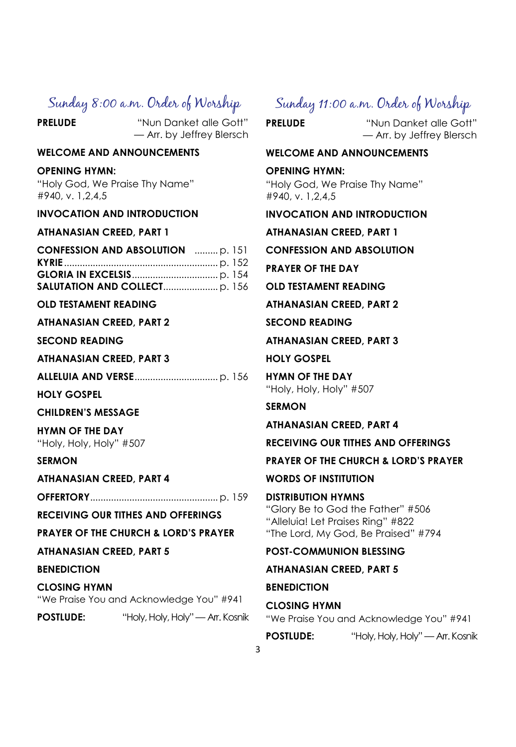## Sunday 8:00 a.m. Order of Worship

**PRELUDE** "Nun Danket alle Gott" — Arr. by Jeffrey Blersch

**WELCOME AND ANNOUNCEMENTS**

**OPENING HYMN:**
"Holy God, We Praise Thy Name" #940, v. 1,2,4,5

**INVOCATION AND INTRODUCTION**

**ATHANASIAN CREED, PART 1**

**CONFESSION AND ABSOLUTION** ......... p. 151
**KYRIE** ........................................................... p. 152
**GLORIA IN EXCELSIS** ................................. p. 154
**SALUTATION AND COLLECT** ..................... p. 156

**OLD TESTAMENT READING**

**ATHANASIAN CREED, PART 2**

**SECOND READING**

**ATHANASIAN CREED, PART 3**

**ALLELUIA AND VERSE** ................................ p. 156

**HOLY GOSPEL**

**CHILDREN'S MESSAGE**

**HYMN OF THE DAY**
"Holy, Holy, Holy" #507

**SERMON**

**ATHANASIAN CREED, PART 4**

**OFFERTORY** ................................................. p. 159

**RECEIVING OUR TITHES AND OFFERINGS**

**PRAYER OF THE CHURCH & LORD'S PRAYER**

**ATHANASIAN CREED, PART 5**

**BENEDICTION**

**CLOSING HYMN**
"We Praise You and Acknowledge You" #941

**POSTLUDE:** "Holy, Holy, Holy" — Arr. Kosnik

## Sunday 11:00 a.m. Order of Worship

**PRELUDE** "Nun Danket alle Gott" — Arr. by Jeffrey Blersch

**WELCOME AND ANNOUNCEMENTS**

**OPENING HYMN:**
"Holy God, We Praise Thy Name" #940, v. 1,2,4,5

**INVOCATION AND INTRODUCTION**

**ATHANASIAN CREED, PART 1**

**CONFESSION AND ABSOLUTION**

**PRAYER OF THE DAY**

**OLD TESTAMENT READING**

**ATHANASIAN CREED, PART 2**

**SECOND READING**

**ATHANASIAN CREED, PART 3**

**HOLY GOSPEL**

**HYMN OF THE DAY**
"Holy, Holy, Holy" #507

**SERMON**

**ATHANASIAN CREED, PART 4**

**RECEIVING OUR TITHES AND OFFERINGS**

**PRAYER OF THE CHURCH & LORD'S PRAYER**

**WORDS OF INSTITUTION**

**DISTRIBUTION HYMNS**
"Glory Be to God the Father" #506
"Alleluia! Let Praises Ring" #822
"The Lord, My God, Be Praised" #794

**POST-COMMUNION BLESSING**

**ATHANASIAN CREED, PART 5**

**BENEDICTION**

**CLOSING HYMN**
"We Praise You and Acknowledge You" #941

**POSTLUDE:** "Holy, Holy, Holy" — Arr. Kosnik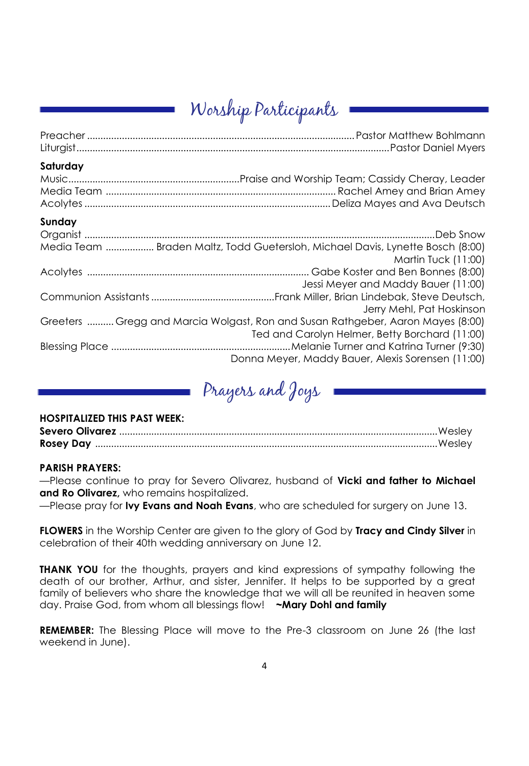## Worship Participants

Preacher .................................................. Pastor Matthew Bohlmann
Liturgist .................................................. Pastor Daniel Myers

**Saturday**

Music .................................................. Praise and Worship Team; Cassidy Cheray, Leader
Media Team .................................................. Rachel Amey and Brian Amey
Acolytes .................................................. Deliza Mayes and Ava Deutsch

**Sunday**

Organist .................................................. Deb Snow
Media Team .................. Braden Maltz, Todd Guetersloh, Michael Davis, Lynette Bosch (8:00)
Martin Tuck (11:00)
Acolytes .................................................. Gabe Koster and Ben Bonnes (8:00)
Jessi Meyer and Maddy Bauer (11:00)
Communion Assistants .................................................. Frank Miller, Brian Lindebak, Steve Deutsch,
Jerry Mehl, Pat Hoskinson
Greeters .......... Gregg and Marcia Wolgast, Ron and Susan Rathgeber, Aaron Mayes (8:00)
Ted and Carolyn Helmer, Betty Borchard (11:00)
Blessing Place .................................................. Melanie Turner and Katrina Turner (9:30)
Donna Meyer, Maddy Bauer, Alexis Sorensen (11:00)

## Prayers and Joys

**HOSPITALIZED THIS PAST WEEK:**

**Severo Olivarez** .................................................. Wesley
**Rosey Day** .................................................. Wesley

**PARISH PRAYERS:**

—Please continue to pray for Severo Olivarez, husband of **Vicki and father to Michael and Ro Olivarez,** who remains hospitalized.
—Please pray for **Ivy Evans and Noah Evans**, who are scheduled for surgery on June 13.

**FLOWERS** in the Worship Center are given to the glory of God by **Tracy and Cindy Silver** in celebration of their 40th wedding anniversary on June 12.

**THANK YOU** for the thoughts, prayers and kind expressions of sympathy following the death of our brother, Arthur, and sister, Jennifer. It helps to be supported by a great family of believers who share the knowledge that we will all be reunited in heaven some day. Praise God, from whom all blessings flow! **~Mary Dohl and family**

**REMEMBER:** The Blessing Place will move to the Pre-3 classroom on June 26 (the last weekend in June).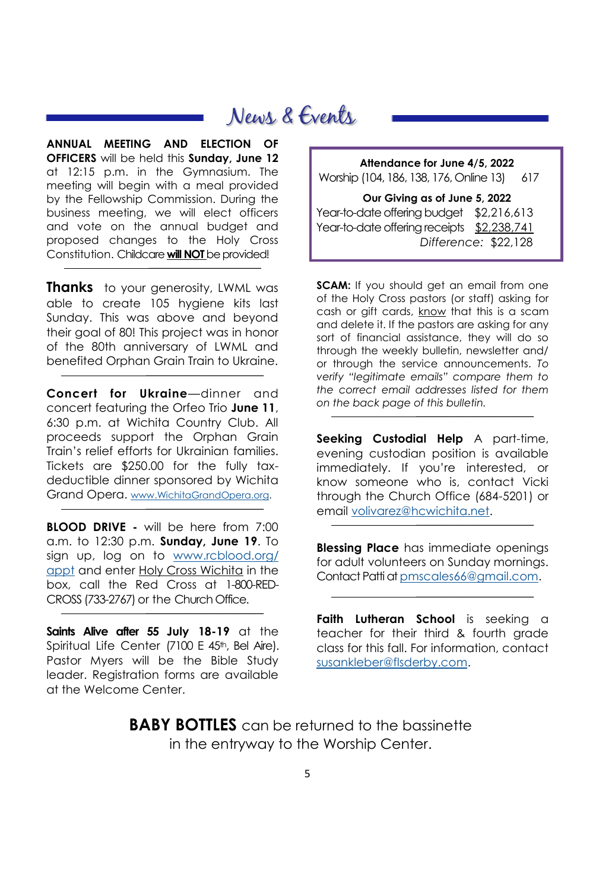# News & Events

**ANNUAL MEETING AND ELECTION OF OFFICERS** will be held this **Sunday, June 12** at 12:15 p.m. in the Gymnasium. The meeting will begin with a meal provided by the Fellowship Commission. During the business meeting, we will elect officers and vote on the annual budget and proposed changes to the Holy Cross Constitution. Childcare **will NOT** be provided!

**Thanks** to your generosity, LWML was able to create 105 hygiene kits last Sunday. This was above and beyond their goal of 80! This project was in honor of the 80th anniversary of LWML and benefited Orphan Grain Train to Ukraine.

**Concert for Ukraine**—dinner and concert featuring the Orfeo Trio **June 11**, 6:30 p.m. at Wichita Country Club. All proceeds support the Orphan Grain Train's relief efforts for Ukrainian families. Tickets are $250.00 for the fully tax-deductible dinner sponsored by Wichita Grand Opera. www.WichitaGrandOpera.org.

**BLOOD DRIVE -** will be here from 7:00 a.m. to 12:30 p.m. **Sunday, June 19**. To sign up, log on to www.rcblood.org/appt and enter Holy Cross Wichita in the box, call the Red Cross at 1-800-RED-CROSS (733-2767) or the Church Office.

**Saints Alive after 55 July 18-19** at the Spiritual Life Center (7100 E 45th, Bel Aire). Pastor Myers will be the Bible Study leader. Registration forms are available at the Welcome Center.

**Attendance for June 4/5, 2022**

Worship (104, 186, 138, 176, Online 13) 617

**Our Giving as of June 5, 2022**

| | |
|---|---|
| Year-to-date offering budget | $2,216,613 |
| Year-to-date offering receipts | $2,238,741 |
| *Difference:* | $22,128 |

**SCAM:** If you should get an email from one of the Holy Cross pastors (or staff) asking for cash or gift cards, know that this is a scam and delete it. If the pastors are asking for any sort of financial assistance, they will do so through the weekly bulletin, newsletter and/or through the service announcements. *To verify "legitimate emails" compare them to the correct email addresses listed for them on the back page of this bulletin.*

**Seeking Custodial Help** A part-time, evening custodian position is available immediately. If you're interested, or know someone who is, contact Vicki through the Church Office (684-5201) or email volivarez@hcwichita.net.

**Blessing Place** has immediate openings for adult volunteers on Sunday mornings. Contact Patti at pmscales66@gmail.com.

**Faith Lutheran School** is seeking a teacher for their third & fourth grade class for this fall. For information, contact susankleber@flsderby.com.

**BABY BOTTLES** can be returned to the bassinette in the entryway to the Worship Center.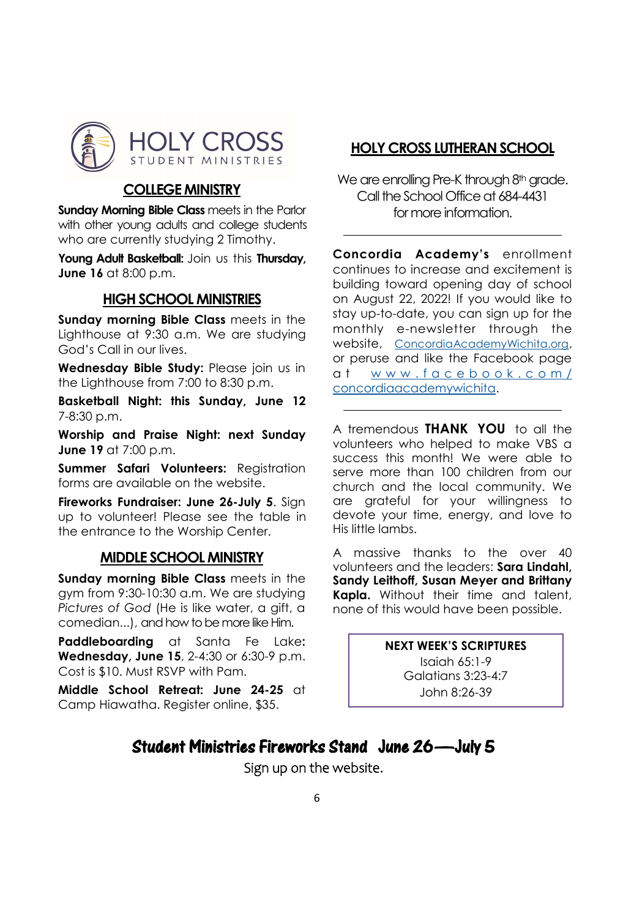HOLY CROSS
STUDENT MINISTRIES

## COLLEGE MINISTRY

**Sunday Morning Bible Class** meets in the Parlor with other young adults and college students who are currently studying 2 Timothy.

**Young Adult Basketball:** Join us this **Thursday, June 16** at 8:00 p.m.

## HIGH SCHOOL MINISTRIES

**Sunday morning Bible Class** meets in the Lighthouse at 9:30 a.m. We are studying God's Call in our lives.

**Wednesday Bible Study:** Please join us in the Lighthouse from 7:00 to 8:30 p.m.

**Basketball Night: this Sunday, June 12** 7-8:30 p.m.

**Worship and Praise Night: next Sunday June 19** at 7:00 p.m.

**Summer Safari Volunteers:** Registration forms are available on the website.

**Fireworks Fundraiser: June 26-July 5**. Sign up to volunteer! Please see the table in the entrance to the Worship Center.

## MIDDLE SCHOOL MINISTRY

**Sunday morning Bible Class** meets in the gym from 9:30-10:30 a.m. We are studying *Pictures of God* (He is like water, a gift, a comedian...), and how to be more like Him.

**Paddleboarding** at Santa Fe Lake**: Wednesday, June 15**, 2-4:30 or 6:30-9 p.m. Cost is $10. Must RSVP with Pam.

**Middle School Retreat: June 24-25** at Camp Hiawatha. Register online, $35.

## HOLY CROSS LUTHERAN SCHOOL

We are enrolling Pre-K through 8th grade. Call the School Office at 684-4431 for more information.

---

**Concordia Academy's** enrollment continues to increase and excitement is building toward opening day of school on August 22, 2022! If you would like to stay up-to-date, you can sign up for the monthly e-newsletter through the website, ConcordiaAcademyWichita.org, or peruse and like the Facebook page at www.facebook.com/concordiaacademywichita.

---

A tremendous **THANK YOU** to all the volunteers who helped to make VBS a success this month! We were able to serve more than 100 children from our church and the local community. We are grateful for your willingness to devote your time, energy, and love to His little lambs.

A massive thanks to the over 40 volunteers and the leaders: **Sara Lindahl, Sandy Leithoff, Susan Meyer and Brittany Kapla.** Without their time and talent, none of this would have been possible.

**NEXT WEEK'S SCRIPTURES**

Isaiah 65:1-9
Galatians 3:23-4:7
John 8:26-39

## Student Ministries Fireworks Stand June 26—July 5

Sign up on the website.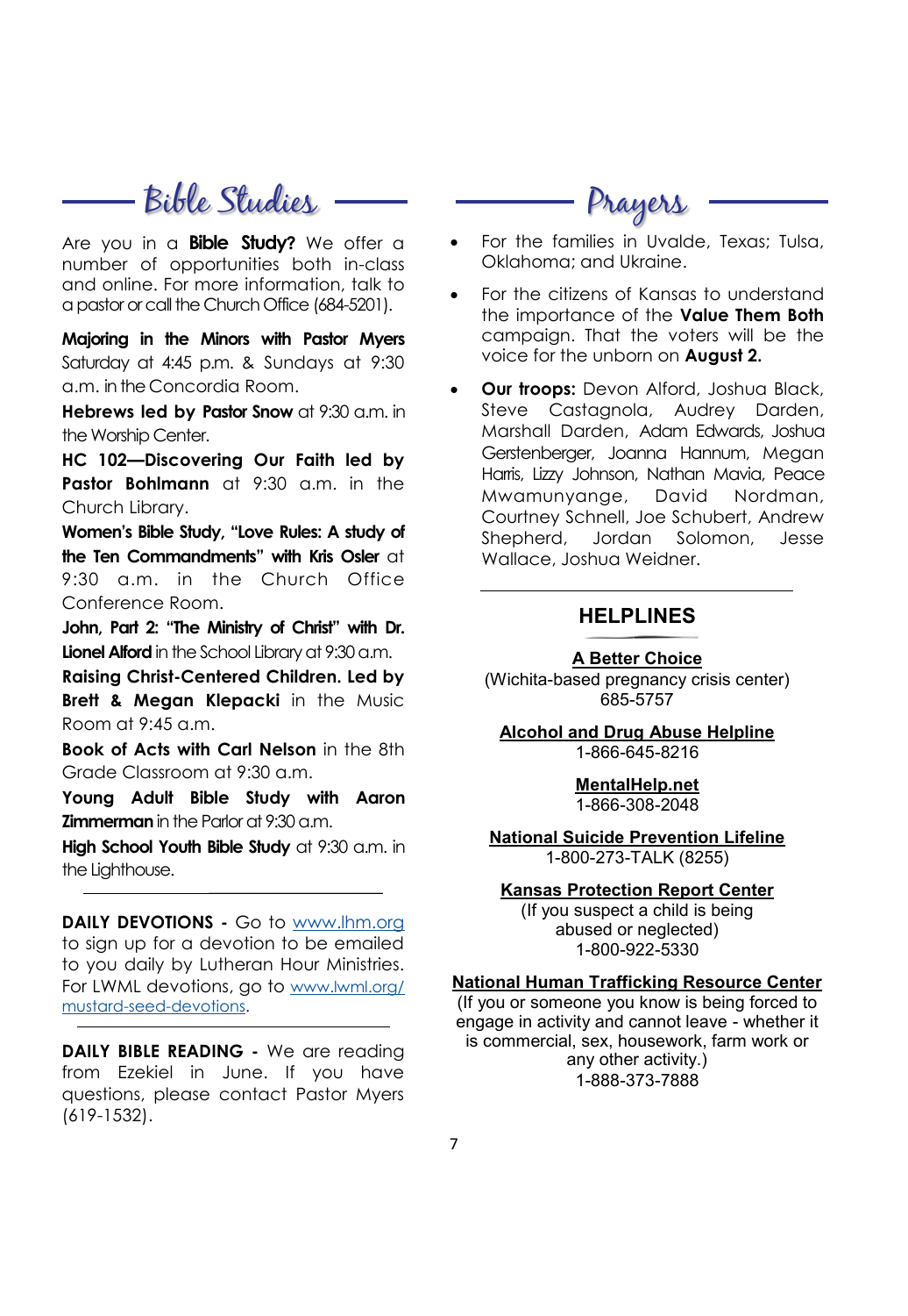## Bible Studies

Are you in a **Bible Study?** We offer a number of opportunities both in-class and online. For more information, talk to a pastor or call the Church Office (684-5201).

**Majoring in the Minors with Pastor Myers** Saturday at 4:45 p.m. & Sundays at 9:30 a.m. in the Concordia Room.

**Hebrews led by Pastor Snow** at 9:30 a.m. in the Worship Center.

**HC 102—Discovering Our Faith led by Pastor Bohlmann** at 9:30 a.m. in the Church Library.

**Women's Bible Study, "Love Rules: A study of the Ten Commandments" with Kris Osler** at 9:30 a.m. in the Church Office Conference Room.

**John, Part 2: "The Ministry of Christ" with Dr. Lionel Alford** in the School Library at 9:30 a.m.

**Raising Christ-Centered Children. Led by Brett & Megan Klepacki** in the Music Room at 9:45 a.m.

**Book of Acts with Carl Nelson** in the 8th Grade Classroom at 9:30 a.m.

**Young Adult Bible Study with Aaron Zimmerman** in the Parlor at 9:30 a.m.

**High School Youth Bible Study** at 9:30 a.m. in the Lighthouse.

---

**DAILY DEVOTIONS -** Go to [www.lhm.org](www.lhm.org) to sign up for a devotion to be emailed to you daily by Lutheran Hour Ministries. For LWML devotions, go to [www.lwml.org/mustard-seed-devotions](www.lwml.org/mustard-seed-devotions).

---

**DAILY BIBLE READING -** We are reading from Ezekiel in June. If you have questions, please contact Pastor Myers (619-1532).

## Prayers

- For the families in Uvalde, Texas; Tulsa, Oklahoma; and Ukraine.
- For the citizens of Kansas to understand the importance of the **Value Them Both** campaign. That the voters will be the voice for the unborn on **August 2.**
- **Our troops:** Devon Alford, Joshua Black, Steve Castagnola, Audrey Darden, Marshall Darden, Adam Edwards, Joshua Gerstenberger, Joanna Hannum, Megan Harris, Lizzy Johnson, Nathan Mavia, Peace Mwamunyange, David Nordman, Courtney Schnell, Joe Schubert, Andrew Shepherd, Jordan Solomon, Jesse Wallace, Joshua Weidner.

---

## HELPLINES

**A Better Choice**
(Wichita-based pregnancy crisis center)
685-5757

**Alcohol and Drug Abuse Helpline**
1-866-645-8216

**MentalHelp.net**
1-866-308-2048

**National Suicide Prevention Lifeline**
1-800-273-TALK (8255)

**Kansas Protection Report Center**
(If you suspect a child is being abused or neglected)
1-800-922-5330

**National Human Trafficking Resource Center**
(If you or someone you know is being forced to engage in activity and cannot leave - whether it is commercial, sex, housework, farm work or any other activity.)
1-888-373-7888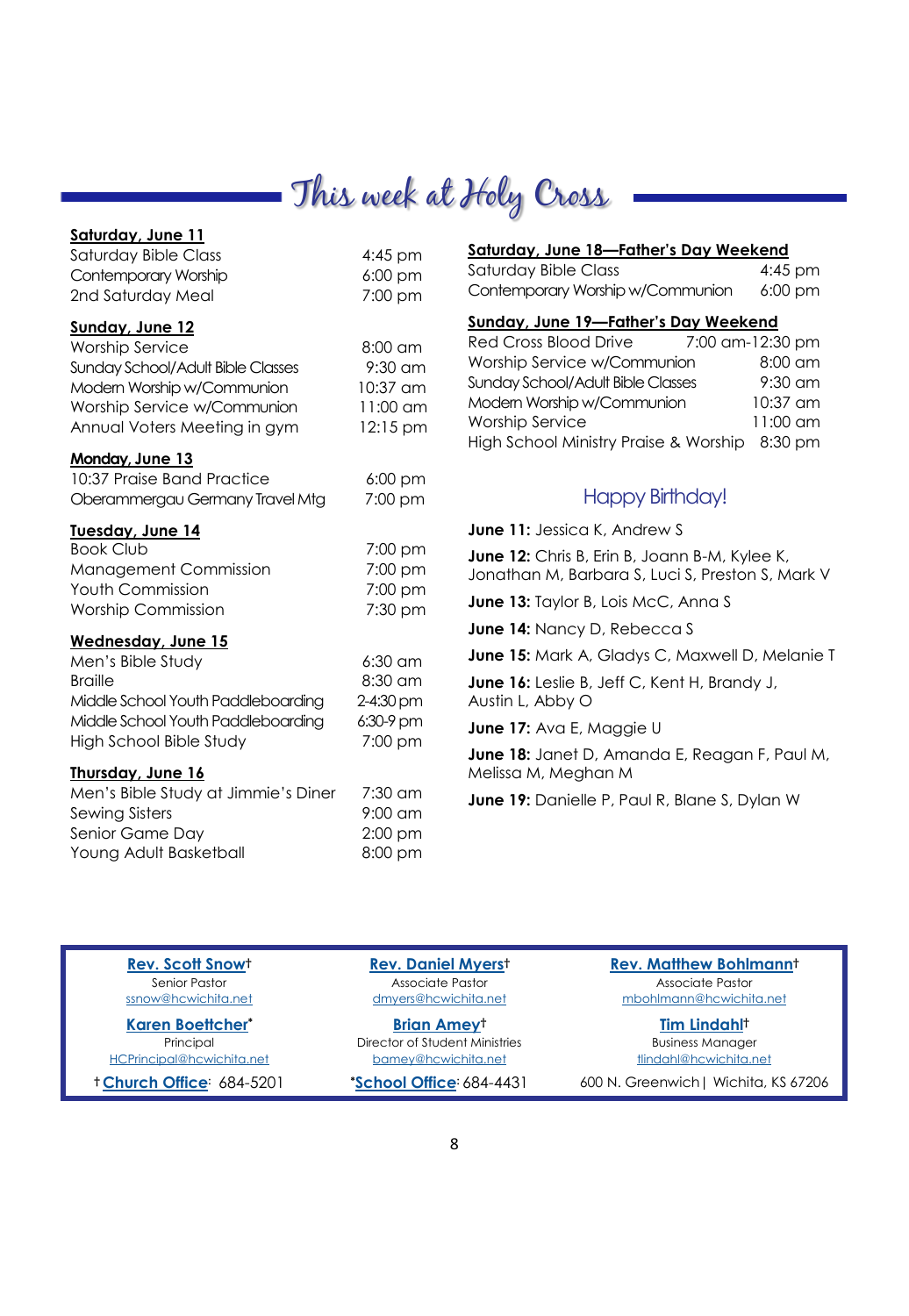# This week at Holy Cross

**Saturday, June 11**

| | |
|---|---|
| Saturday Bible Class | 4:45 pm |
| Contemporary Worship | 6:00 pm |
| 2nd Saturday Meal | 7:00 pm |

**Sunday, June 12**

| | |
|---|---|
| Worship Service | 8:00 am |
| Sunday School/Adult Bible Classes | 9:30 am |
| Modern Worship w/Communion | 10:37 am |
| Worship Service w/Communion | 11:00 am |
| Annual Voters Meeting in gym | 12:15 pm |

**Monday, June 13**

| | |
|---|---|
| 10:37 Praise Band Practice | 6:00 pm |
| Oberammergau Germany Travel Mtg | 7:00 pm |

**Tuesday, June 14**

| | |
|---|---|
| Book Club | 7:00 pm |
| Management Commission | 7:00 pm |
| Youth Commission | 7:00 pm |
| Worship Commission | 7:30 pm |

**Wednesday, June 15**

| | |
|---|---|
| Men's Bible Study | 6:30 am |
| Braille | 8:30 am |
| Middle School Youth Paddleboarding | 2-4:30 pm |
| Middle School Youth Paddleboarding | 6:30-9 pm |
| High School Bible Study | 7:00 pm |

**Thursday, June 16**

| | |
|---|---|
| Men's Bible Study at Jimmie's Diner | 7:30 am |
| Sewing Sisters | 9:00 am |
| Senior Game Day | 2:00 pm |
| Young Adult Basketball | 8:00 pm |

**Saturday, June 18—Father's Day Weekend**

| | |
|---|---|
| Saturday Bible Class | 4:45 pm |
| Contemporary Worship w/Communion | 6:00 pm |

**Sunday, June 19—Father's Day Weekend**

| | |
|---|---|
| Red Cross Blood Drive | 7:00 am-12:30 pm |
| Worship Service w/Communion | 8:00 am |
| Sunday School/Adult Bible Classes | 9:30 am |
| Modern Worship w/Communion | 10:37 am |
| Worship Service | 11:00 am |
| High School Ministry Praise & Worship | 8:30 pm |

## Happy Birthday!

**June 11:** Jessica K, Andrew S

**June 12:** Chris B, Erin B, Joann B-M, Kylee K, Jonathan M, Barbara S, Luci S, Preston S, Mark V

**June 13:** Taylor B, Lois McC, Anna S

**June 14:** Nancy D, Rebecca S

**June 15:** Mark A, Gladys C, Maxwell D, Melanie T

**June 16:** Leslie B, Jeff C, Kent H, Brandy J, Austin L, Abby O

**June 17:** Ava E, Maggie U

**June 18:** Janet D, Amanda E, Reagan F, Paul M, Melissa M, Meghan M

**June 19:** Danielle P, Paul R, Blane S, Dylan W

---

**Rev. Scott Snow**†
Senior Pastor
ssnow@hcwichita.net

**Rev. Daniel Myers**†
Associate Pastor
dmyers@hcwichita.net

**Rev. Matthew Bohlmann**†
Associate Pastor
mbohlmann@hcwichita.net

**Karen Boettcher***
Principal
HCPrincipal@hcwichita.net

**Brian Amey**†
Director of Student Ministries
bamey@hcwichita.net

**Tim Lindahl**†
Business Manager
tlindahl@hcwichita.net

†**Church Office**: 684-5201

***School Office**: 684-4431

600 N. Greenwich | Wichita, KS 67206